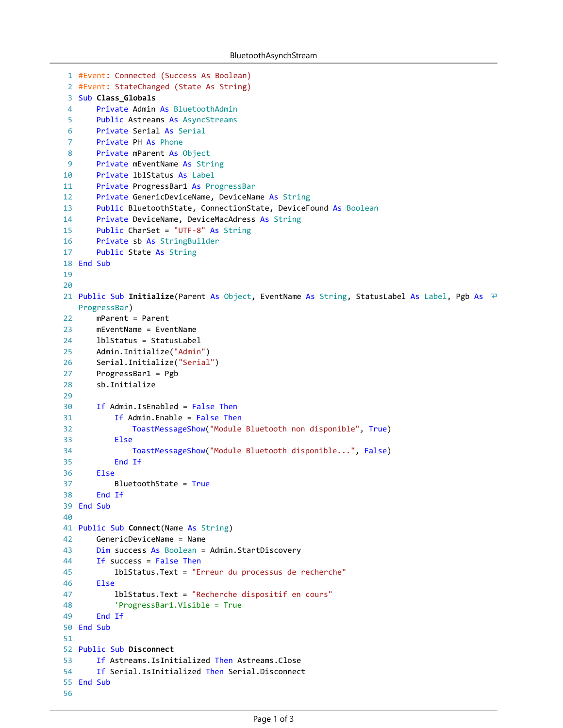```
#Event: Connected (Success As Boolean)
#Event: StateChanged (State As String)
Sub Class_Globals
    Private Admin As BluetoothAdmin
    Public Astreams As AsyncStreams
    Private Serial As Serial
    Private PH As Phone
    Private mParent As Object
    Private mEventName As String
    Private lblStatus As Label
    Private ProgressBar1 As ProgressBar
    Private GenericDeviceName, DeviceName As String
    Public BluetoothState, ConnectionState, DeviceFound As Boolean
    Private DeviceName, DeviceMacAdress As String
    Public CharSet = "UTF-8" As String
    Private sb As StringBuilder
    Public State As String
End Sub


Public Sub Initialize(Parent As Object, EventName As String, StatusLabel As Label, Pgb As ProgressBar)
    mParent = Parent
    mEventName = EventName
    lblStatus = StatusLabel
    Admin.Initialize("Admin")
    Serial.Initialize("Serial")
    ProgressBar1 = Pgb
    sb.Initialize

    If Admin.IsEnabled = False Then
        If Admin.Enable = False Then
            ToastMessageShow("Module Bluetooth non disponible", True)
        Else
            ToastMessageShow("Module Bluetooth disponible...", False)
        End If
    Else
        BluetoothState = True
    End If
End Sub

Public Sub Connect(Name As String)
    GenericDeviceName = Name
    Dim success As Boolean = Admin.StartDiscovery
    If success = False Then
        lblStatus.Text = "Erreur du processus de recherche"
    Else
        lblStatus.Text = "Recherche dispositif en cours"
        'ProgressBar1.Visible = True
    End If
End Sub

Public Sub Disconnect
    If Astreams.IsInitialized Then Astreams.Close
    If Serial.IsInitialized Then Serial.Disconnect
End Sub

```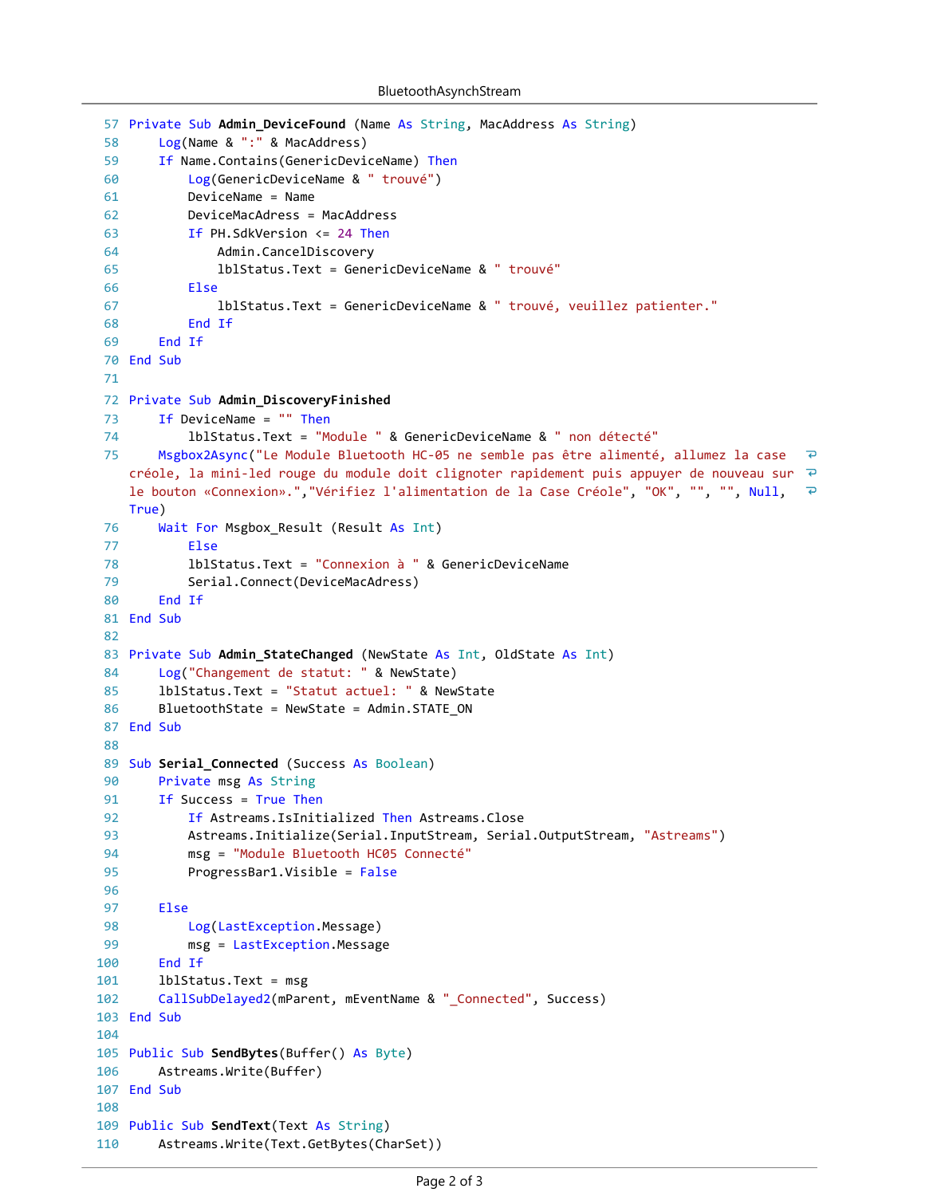```
57 Private Sub Admin_DeviceFound (Name As String, MacAddress As String)
58     Log(Name & ":" & MacAddress)
59     If Name.Contains(GenericDeviceName) Then
60         Log(GenericDeviceName & " trouvé")
61         DeviceName = Name
62         DeviceMacAdress = MacAddress
63         If PH.SdkVersion <= 24 Then
64             Admin.CancelDiscovery
65             lblStatus.Text = GenericDeviceName & " trouvé"
66         Else
67             lblStatus.Text = GenericDeviceName & " trouvé, veuillez patienter."
68         End If
69     End If
70 End Sub
71 
72 Private Sub Admin_DiscoveryFinished
73     If DeviceName = "" Then
74         lblStatus.Text = "Module " & GenericDeviceName & " non détecté"
75     Msgbox2Async("Le Module Bluetooth HC-05 ne semble pas être alimenté, allumez la case 
   créole, la mini-led rouge du module doit clignoter rapidement puis appuyer de nouveau sur 
   le bouton «Connexion».","Vérifiez l'alimentation de la Case Créole", "OK", "", "", Null, 
   True)
76     Wait For Msgbox_Result (Result As Int)
77         Else
78         lblStatus.Text = "Connexion à " & GenericDeviceName
79         Serial.Connect(DeviceMacAdress)
80     End If
81 End Sub
82 
83 Private Sub Admin_StateChanged (NewState As Int, OldState As Int)
84     Log("Changement de statut: " & NewState)
85     lblStatus.Text = "Statut actuel: " & NewState
86     BluetoothState = NewState = Admin.STATE_ON
87 End Sub
88 
89 Sub Serial_Connected (Success As Boolean)
90     Private msg As String
91     If Success = True Then
92         If Astreams.IsInitialized Then Astreams.Close
93         Astreams.Initialize(Serial.InputStream, Serial.OutputStream, "Astreams")
94         msg = "Module Bluetooth HC05 Connecté"
95         ProgressBar1.Visible = False
96 
97     Else
98         Log(LastException.Message)
99         msg = LastException.Message
100    End If
101    lblStatus.Text = msg
102    CallSubDelayed2(mParent, mEventName & "_Connected", Success)
103 End Sub
104 
105 Public Sub SendBytes(Buffer() As Byte)
106    Astreams.Write(Buffer)
107 End Sub
108 
109 Public Sub SendText(Text As String)
110    Astreams.Write(Text.GetBytes(CharSet))
```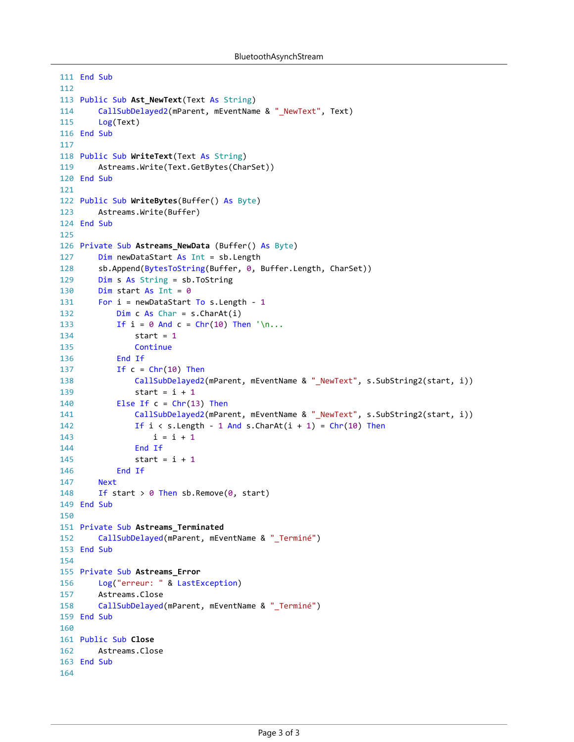```
111 End Sub
112
113 Public Sub Ast_NewText(Text As String)
114     CallSubDelayed2(mParent, mEventName & "_NewText", Text)
115     Log(Text)
116 End Sub
117
118 Public Sub WriteText(Text As String)
119     Astreams.Write(Text.GetBytes(CharSet))
120 End Sub
121
122 Public Sub WriteBytes(Buffer() As Byte)
123     Astreams.Write(Buffer)
124 End Sub
125
126 Private Sub Astreams_NewData (Buffer() As Byte)
127     Dim newDataStart As Int = sb.Length
128     sb.Append(BytesToString(Buffer, 0, Buffer.Length, CharSet))
129     Dim s As String = sb.ToString
130     Dim start As Int = 0
131     For i = newDataStart To s.Length - 1
132         Dim c As Char = s.CharAt(i)
133         If i = 0 And c = Chr(10) Then '\n...
134             start = 1
135             Continue
136         End If
137         If c = Chr(10) Then
138             CallSubDelayed2(mParent, mEventName & "_NewText", s.SubString2(start, i))
139             start = i + 1
140         Else If c = Chr(13) Then
141             CallSubDelayed2(mParent, mEventName & "_NewText", s.SubString2(start, i))
142             If i < s.Length - 1 And s.CharAt(i + 1) = Chr(10) Then
143                 i = i + 1
144             End If
145             start = i + 1
146         End If
147     Next
148     If start > 0 Then sb.Remove(0, start)
149 End Sub
150
151 Private Sub Astreams_Terminated
152     CallSubDelayed(mParent, mEventName & "_Terminé")
153 End Sub
154
155 Private Sub Astreams_Error
156     Log("erreur: " & LastException)
157     Astreams.Close
158     CallSubDelayed(mParent, mEventName & "_Terminé")
159 End Sub
160
161 Public Sub Close
162     Astreams.Close
163 End Sub
164
```